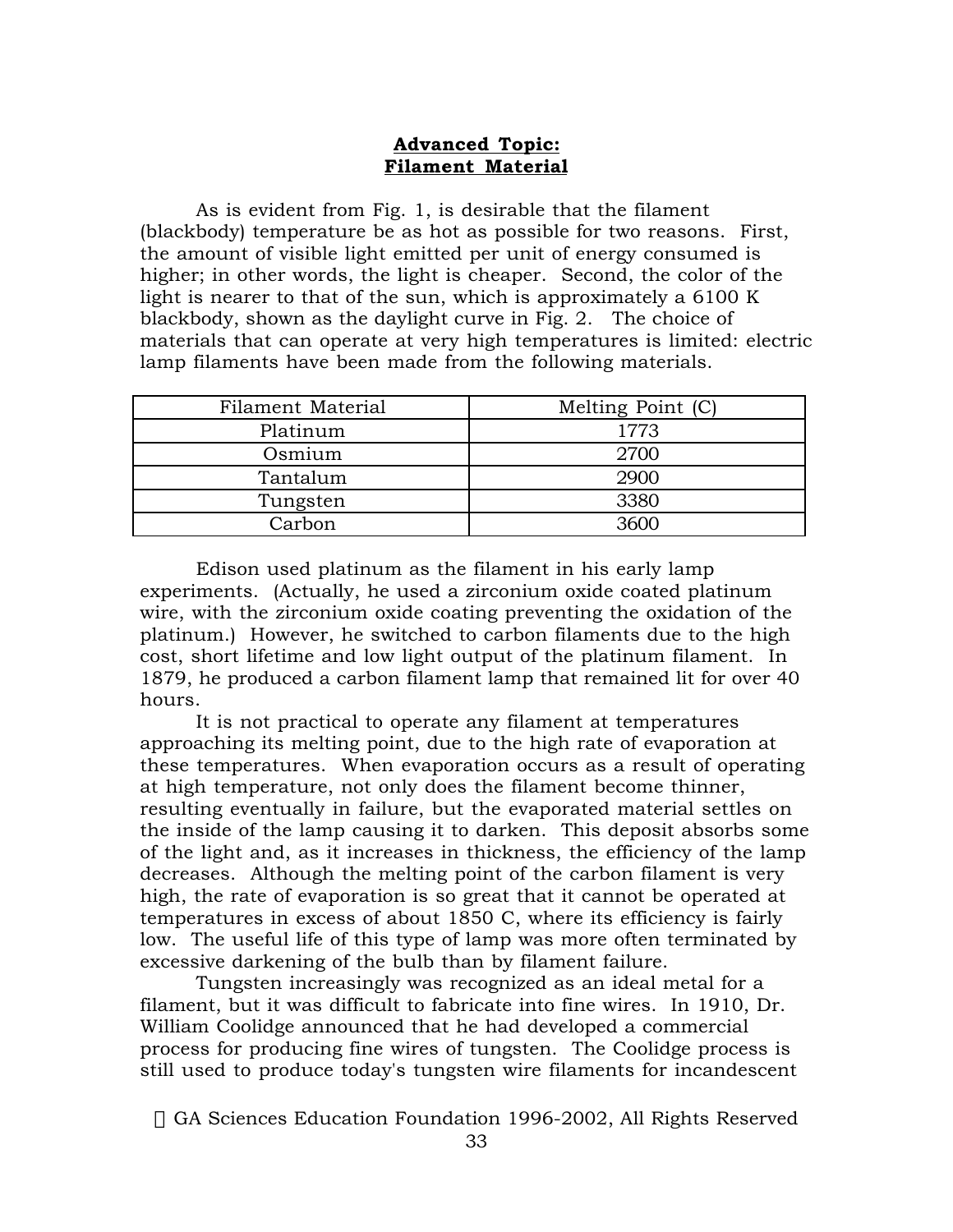## **Advanced Topic: Filament Material**

As is evident from Fig. 1, is desirable that the filament (blackbody) temperature be as hot as possible for two reasons. First, the amount of visible light emitted per unit of energy consumed is higher; in other words, the light is cheaper. Second, the color of the light is nearer to that of the sun, which is approximately a 6100 K blackbody, shown as the daylight curve in Fig. 2. The choice of materials that can operate at very high temperatures is limited: electric lamp filaments have been made from the following materials.

| Filament Material | Melting Point (C) |
|---|---|
| Platinum | 1773 |
| Osmium | 2700 |
| Tantalum | 2900 |
| Tungsten | 3380 |
| Carbon | 3600 |

Edison used platinum as the filament in his early lamp experiments. (Actually, he used a zirconium oxide coated platinum wire, with the zirconium oxide coating preventing the oxidation of the platinum.) However, he switched to carbon filaments due to the high cost, short lifetime and low light output of the platinum filament. In 1879, he produced a carbon filament lamp that remained lit for over 40 hours.

It is not practical to operate any filament at temperatures approaching its melting point, due to the high rate of evaporation at these temperatures. When evaporation occurs as a result of operating at high temperature, not only does the filament become thinner, resulting eventually in failure, but the evaporated material settles on the inside of the lamp causing it to darken. This deposit absorbs some of the light and, as it increases in thickness, the efficiency of the lamp decreases. Although the melting point of the carbon filament is very high, the rate of evaporation is so great that it cannot be operated at temperatures in excess of about 1850 C, where its efficiency is fairly low. The useful life of this type of lamp was more often terminated by excessive darkening of the bulb than by filament failure.

Tungsten increasingly was recognized as an ideal metal for a filament, but it was difficult to fabricate into fine wires. In 1910, Dr. William Coolidge announced that he had developed a commercial process for producing fine wires of tungsten. The Coolidge process is still used to produce today's tungsten wire filaments for incandescent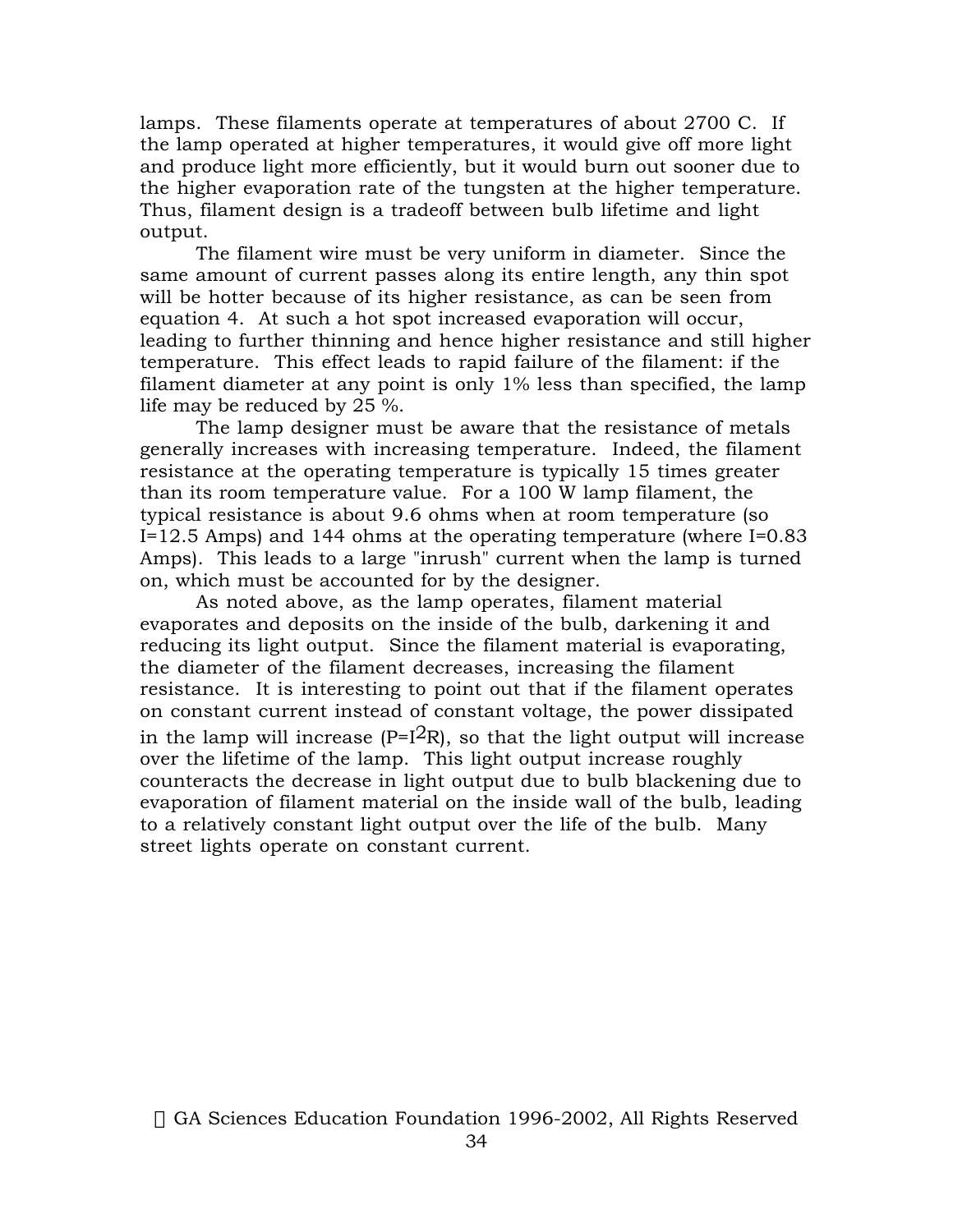lamps. These filaments operate at temperatures of about 2700 C. If the lamp operated at higher temperatures, it would give off more light and produce light more efficiently, but it would burn out sooner due to the higher evaporation rate of the tungsten at the higher temperature. Thus, filament design is a tradeoff between bulb lifetime and light output.

The filament wire must be very uniform in diameter. Since the same amount of current passes along its entire length, any thin spot will be hotter because of its higher resistance, as can be seen from equation 4. At such a hot spot increased evaporation will occur, leading to further thinning and hence higher resistance and still higher temperature. This effect leads to rapid failure of the filament: if the filament diameter at any point is only 1% less than specified, the lamp life may be reduced by 25 %.

The lamp designer must be aware that the resistance of metals generally increases with increasing temperature. Indeed, the filament resistance at the operating temperature is typically 15 times greater than its room temperature value. For a 100 W lamp filament, the typical resistance is about 9.6 ohms when at room temperature (so I=12.5 Amps) and 144 ohms at the operating temperature (where I=0.83 Amps). This leads to a large "inrush" current when the lamp is turned on, which must be accounted for by the designer.

As noted above, as the lamp operates, filament material evaporates and deposits on the inside of the bulb, darkening it and reducing its light output. Since the filament material is evaporating, the diameter of the filament decreases, increasing the filament resistance. It is interesting to point out that if the filament operates on constant current instead of constant voltage, the power dissipated in the lamp will increase ($P=I^2R$), so that the light output will increase over the lifetime of the lamp. This light output increase roughly counteracts the decrease in light output due to bulb blackening due to evaporation of filament material on the inside wall of the bulb, leading to a relatively constant light output over the life of the bulb. Many street lights operate on constant current.

© GA Sciences Education Foundation 1996-2002, All Rights Reserved